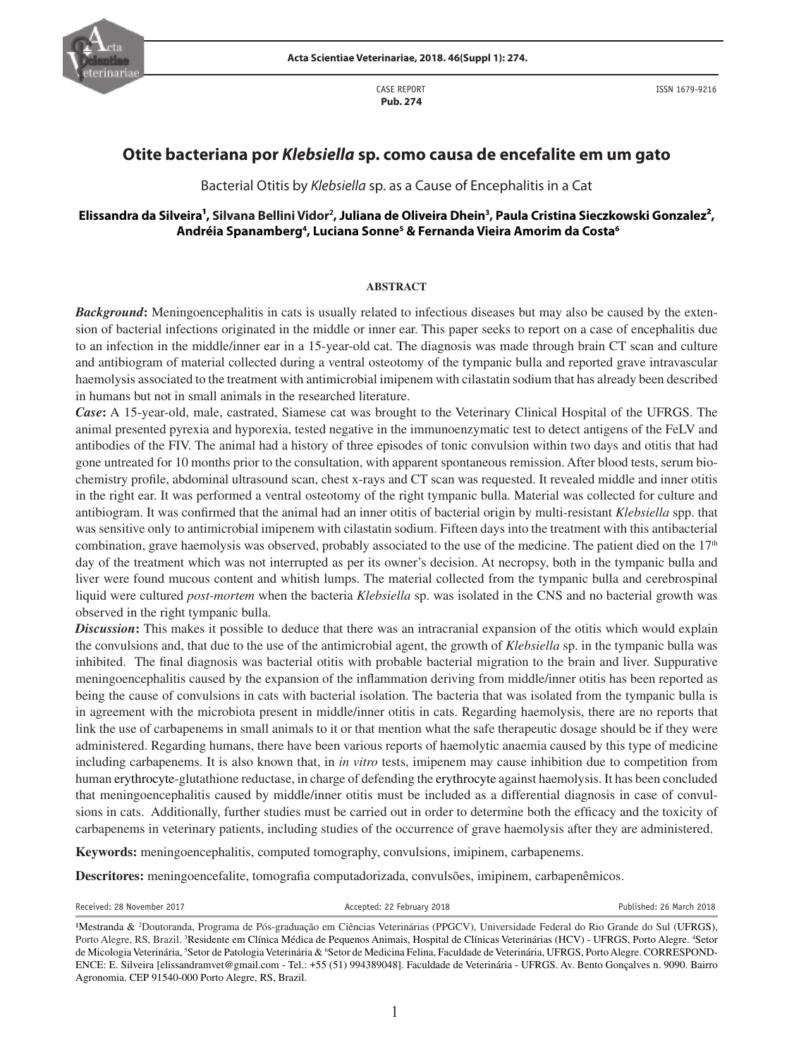CASE REPORT
**Pub. 274**

ISSN 1679-9216

# Otite bacteriana por *Klebsiella* sp. como causa de encefalite em um gato

Bacterial Otitis by *Klebsiella* sp. as a Cause of Encephalitis in a Cat

**Elissandra da Silveira[1], Silvana Bellini Vidor[2], Juliana de Oliveira Dhein[3], Paula Cristina Sieczkowski Gonzalez[2], Andréia Spanamberg[4], Luciana Sonne[5] & Fernanda Vieira Amorim da Costa[6]**

## ABSTRACT

***Background*:** Meningoencephalitis in cats is usually related to infectious diseases but may also be caused by the extension of bacterial infections originated in the middle or inner ear. This paper seeks to report on a case of encephalitis due to an infection in the middle/inner ear in a 15-year-old cat. The diagnosis was made through brain CT scan and culture and antibiogram of material collected during a ventral osteotomy of the tympanic bulla and reported grave intravascular haemolysis associated to the treatment with antimicrobial imipenem with cilastatin sodium that has already been described in humans but not in small animals in the researched literature.

***Case*:** A 15-year-old, male, castrated, Siamese cat was brought to the Veterinary Clinical Hospital of the UFRGS. The animal presented pyrexia and hyporexia, tested negative in the immunoenzymatic test to detect antigens of the FeLV and antibodies of the FIV. The animal had a history of three episodes of tonic convulsion within two days and otitis that had gone untreated for 10 months prior to the consultation, with apparent spontaneous remission. After blood tests, serum biochemistry profile, abdominal ultrasound scan, chest x-rays and CT scan was requested. It revealed middle and inner otitis in the right ear. It was performed a ventral osteotomy of the right tympanic bulla. Material was collected for culture and antibiogram. It was confirmed that the animal had an inner otitis of bacterial origin by multi-resistant *Klebsiella* spp. that was sensitive only to antimicrobial imipenem with cilastatin sodium. Fifteen days into the treatment with this antibacterial combination, grave haemolysis was observed, probably associated to the use of the medicine. The patient died on the 17th day of the treatment which was not interrupted as per its owner's decision. At necropsy, both in the tympanic bulla and liver were found mucous content and whitish lumps. The material collected from the tympanic bulla and cerebrospinal liquid were cultured *post-mortem* when the bacteria *Klebsiella* sp. was isolated in the CNS and no bacterial growth was observed in the right tympanic bulla.

***Discussion*:** This makes it possible to deduce that there was an intracranial expansion of the otitis which would explain the convulsions and, that due to the use of the antimicrobial agent, the growth of *Klebsiella* sp. in the tympanic bulla was inhibited. The final diagnosis was bacterial otitis with probable bacterial migration to the brain and liver. Suppurative meningoencephalitis caused by the expansion of the inflammation deriving from middle/inner otitis has been reported as being the cause of convulsions in cats with bacterial isolation. The bacteria that was isolated from the tympanic bulla is in agreement with the microbiota present in middle/inner otitis in cats. Regarding haemolysis, there are no reports that link the use of carbapenems in small animals to it or that mention what the safe therapeutic dosage should be if they were administered. Regarding humans, there have been various reports of haemolytic anaemia caused by this type of medicine including carbapenems. It is also known that, in *in vitro* tests, imipenem may cause inhibition due to competition from human erythrocyte-glutathione reductase, in charge of defending the erythrocyte against haemolysis. It has been concluded that meningoencephalitis caused by middle/inner otitis must be included as a differential diagnosis in case of convulsions in cats. Additionally, further studies must be carried out in order to determine both the efficacy and the toxicity of carbapenems in veterinary patients, including studies of the occurrence of grave haemolysis after they are administered.

**Keywords:** meningoencephalitis, computed tomography, convulsions, imipinem, carbapenems.

**Descritores:** meningoencefalite, tomografia computadorizada, convulsões, imipinem, carbapenêmicos.

Received: 28 November 2017 | Accepted: 22 February 2018 | Published: 26 March 2018

[1]Mestranda & [2]Doutoranda, Programa de Pós-graduação em Ciências Veterinárias (PPGCV), Universidade Federal do Rio Grande do Sul (UFRGS), Porto Alegre, RS, Brazil. [3]Residente em Clínica Médica de Pequenos Animais, Hospital de Clínicas Veterinárias (HCV) - UFRGS, Porto Alegre. [4]Setor de Micologia Veterinária, [5]Setor de Patologia Veterinária & [6]Setor de Medicina Felina, Faculdade de Veterinária, UFRGS, Porto Alegre. CORRESPONDENCE: E. Silveira [elissandramvet@gmail.com - Tel.: +55 (51) 994389048]. Faculdade de Veterinária - UFRGS. Av. Bento Gonçalves n. 9090. Bairro Agronomia. CEP 91540-000 Porto Alegre, RS, Brazil.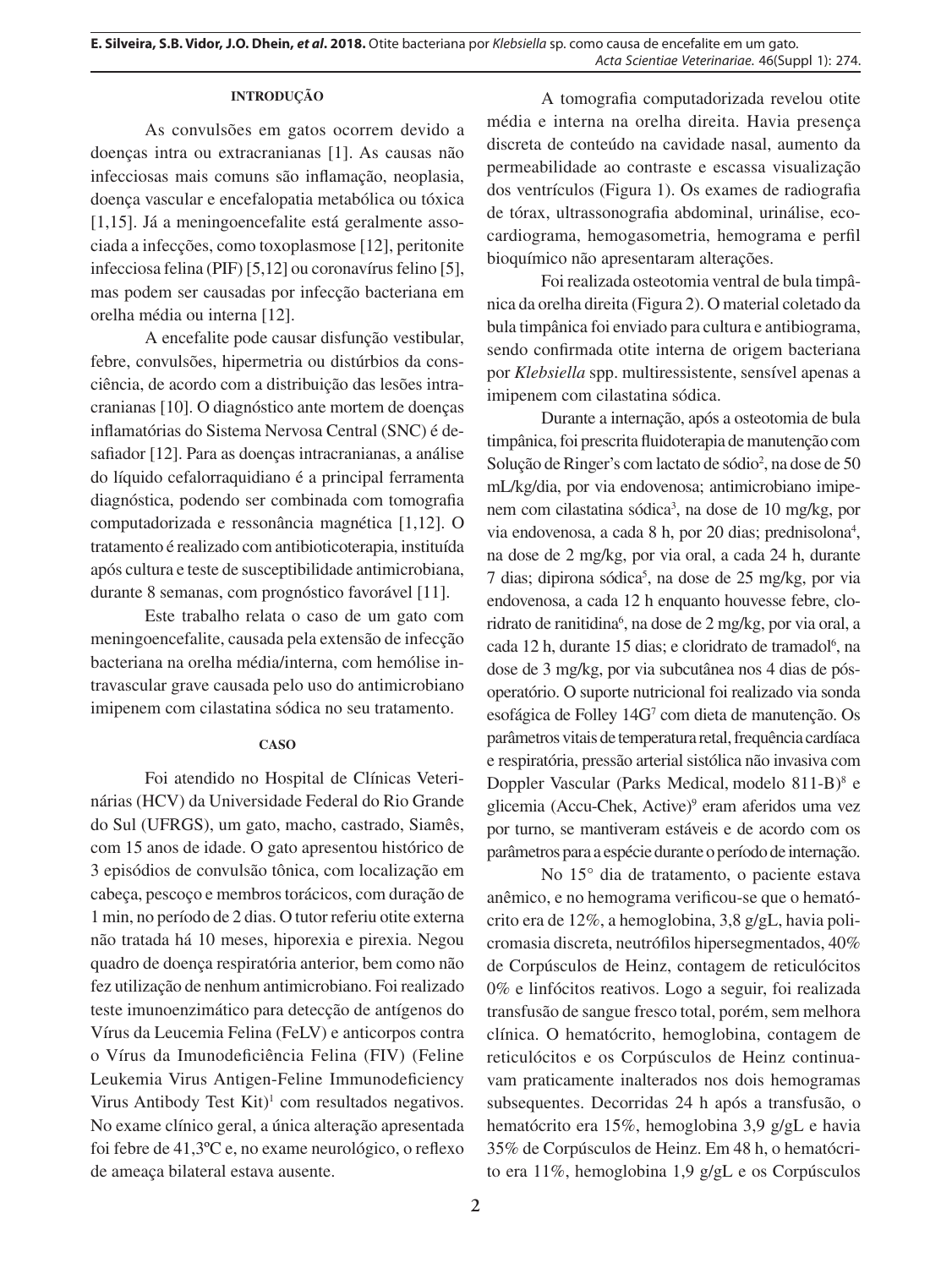## INTRODUÇÃO

As convulsões em gatos ocorrem devido a doenças intra ou extracranianas [1]. As causas não infecciosas mais comuns são inflamação, neoplasia, doença vascular e encefalopatia metabólica ou tóxica [1,15]. Já a meningoencefalite está geralmente associada a infecções, como toxoplasmose [12], peritonite infecciosa felina (PIF) [5,12] ou coronavírus felino [5], mas podem ser causadas por infecção bacteriana em orelha média ou interna [12].

A encefalite pode causar disfunção vestibular, febre, convulsões, hipermetria ou distúrbios da consciência, de acordo com a distribuição das lesões intracranianas [10]. O diagnóstico ante mortem de doenças inflamatórias do Sistema Nervosa Central (SNC) é desafiador [12]. Para as doenças intracranianas, a análise do líquido cefalorraquidiano é a principal ferramenta diagnóstica, podendo ser combinada com tomografia computadorizada e ressonância magnética [1,12]. O tratamento é realizado com antibioticoterapia, instituída após cultura e teste de susceptibilidade antimicrobiana, durante 8 semanas, com prognóstico favorável [11].

Este trabalho relata o caso de um gato com meningoencefalite, causada pela extensão de infecção bacteriana na orelha média/interna, com hemólise intravascular grave causada pelo uso do antimicrobiano imipenem com cilastatina sódica no seu tratamento.

## CASO

Foi atendido no Hospital de Clínicas Veterinárias (HCV) da Universidade Federal do Rio Grande do Sul (UFRGS), um gato, macho, castrado, Siamês, com 15 anos de idade. O gato apresentou histórico de 3 episódios de convulsão tônica, com localização em cabeça, pescoço e membros torácicos, com duração de 1 min, no período de 2 dias. O tutor referiu otite externa não tratada há 10 meses, hiporexia e pirexia. Negou quadro de doença respiratória anterior, bem como não fez utilização de nenhum antimicrobiano. Foi realizado teste imunoenzimático para detecção de antígenos do Vírus da Leucemia Felina (FeLV) e anticorpos contra o Vírus da Imunodeficiência Felina (FIV) (Feline Leukemia Virus Antigen-Feline Immunodeficiency Virus Antibody Test Kit)[1] com resultados negativos. No exame clínico geral, a única alteração apresentada foi febre de 41,3ºC e, no exame neurológico, o reflexo de ameaça bilateral estava ausente.

A tomografia computadorizada revelou otite média e interna na orelha direita. Havia presença discreta de conteúdo na cavidade nasal, aumento da permeabilidade ao contraste e escassa visualização dos ventrículos (Figura 1). Os exames de radiografia de tórax, ultrassonografia abdominal, urinálise, ecocardiograma, hemogasometria, hemograma e perfil bioquímico não apresentaram alterações.

Foi realizada osteotomia ventral de bula timpânica da orelha direita (Figura 2). O material coletado da bula timpânica foi enviado para cultura e antibiograma, sendo confirmada otite interna de origem bacteriana por *Klebsiella* spp. multiressistente, sensível apenas a imipenem com cilastatina sódica.

Durante a internação, após a osteotomia de bula timpânica, foi prescrita fluidoterapia de manutenção com Solução de Ringer's com lactato de sódio[2], na dose de 50 mL/kg/dia, por via endovenosa; antimicrobiano imipenem com cilastatina sódica[3], na dose de 10 mg/kg, por via endovenosa, a cada 8 h, por 20 dias; prednisolona[4], na dose de 2 mg/kg, por via oral, a cada 24 h, durante 7 dias; dipirona sódica[5], na dose de 25 mg/kg, por via endovenosa, a cada 12 h enquanto houvesse febre, cloridrato de ranitidina[6], na dose de 2 mg/kg, por via oral, a cada 12 h, durante 15 dias; e cloridrato de tramadol[6], na dose de 3 mg/kg, por via subcutânea nos 4 dias de pós-operatório. O suporte nutricional foi realizado via sonda esofágica de Folley 14G[7] com dieta de manutenção. Os parâmetros vitais de temperatura retal, frequência cardíaca e respiratória, pressão arterial sistólica não invasiva com Doppler Vascular (Parks Medical, modelo 811-B)[8] e glicemia (Accu-Chek, Active)[9] eram aferidos uma vez por turno, se mantiveram estáveis e de acordo com os parâmetros para a espécie durante o período de internação.

No 15° dia de tratamento, o paciente estava anêmico, e no hemograma verificou-se que o hematócrito era de 12%, a hemoglobina, 3,8 g/gL, havia policromasia discreta, neutrófilos hipersegmentados, 40% de Corpúsculos de Heinz, contagem de reticulócitos 0% e linfócitos reativos. Logo a seguir, foi realizada transfusão de sangue fresco total, porém, sem melhora clínica. O hematócrito, hemoglobina, contagem de reticulócitos e os Corpúsculos de Heinz continuavam praticamente inalterados nos dois hemogramas subsequentes. Decorridas 24 h após a transfusão, o hematócrito era 15%, hemoglobina 3,9 g/gL e havia 35% de Corpúsculos de Heinz. Em 48 h, o hematócrito era 11%, hemoglobina 1,9 g/gL e os Corpúsculos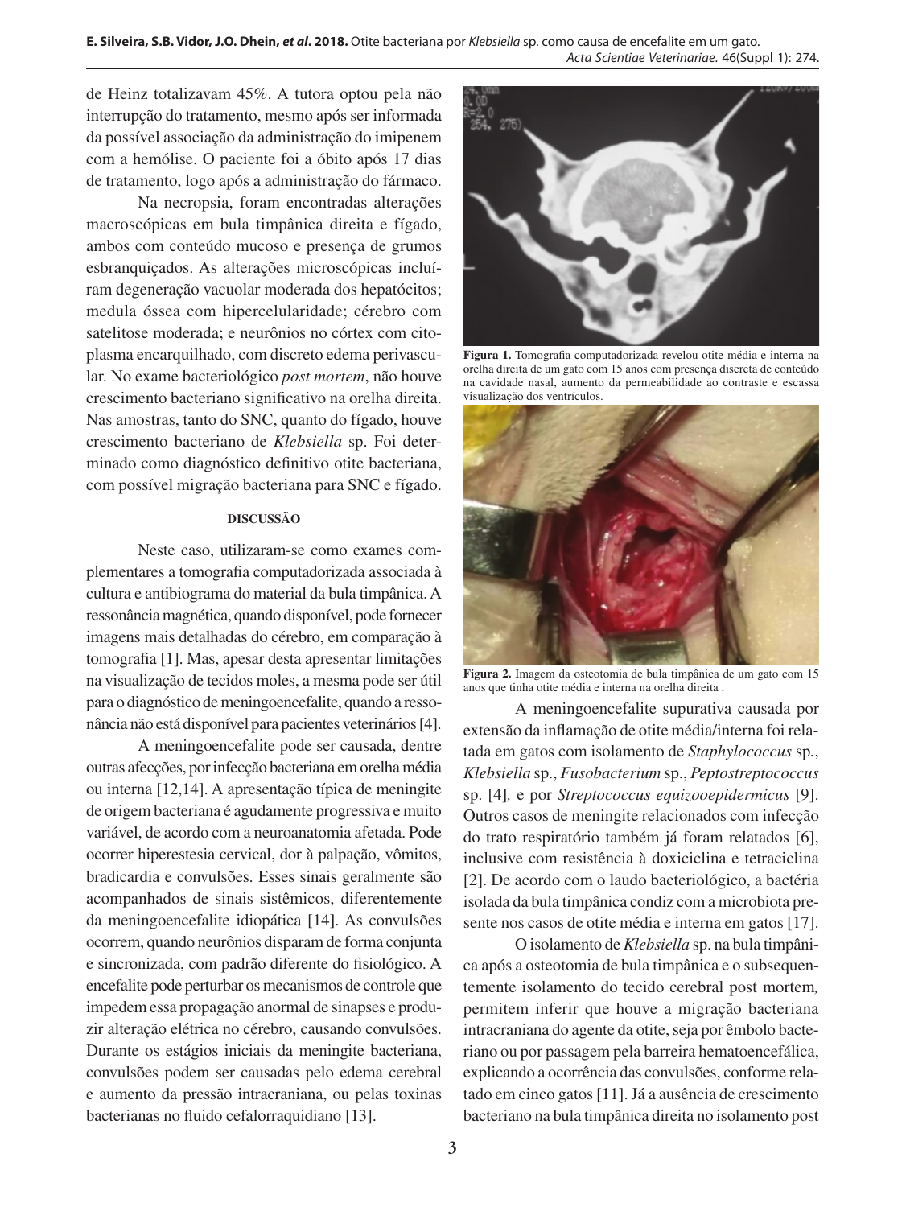de Heinz totalizavam 45%. A tutora optou pela não interrupção do tratamento, mesmo após ser informada da possível associação da administração do imipenem com a hemólise. O paciente foi a óbito após 17 dias de tratamento, logo após a administração do fármaco.

Na necropsia, foram encontradas alterações macroscópicas em bula timpânica direita e fígado, ambos com conteúdo mucoso e presença de grumos esbranquiçados. As alterações microscópicas incluíram degeneração vacuolar moderada dos hepatócitos; medula óssea com hipercelularidade; cérebro com satelitose moderada; e neurônios no córtex com citoplasma encarquilhado, com discreto edema perivascular. No exame bacteriológico *post mortem*, não houve crescimento bacteriano significativo na orelha direita. Nas amostras, tanto do SNC, quanto do fígado, houve crescimento bacteriano de *Klebsiella* sp. Foi determinado como diagnóstico definitivo otite bacteriana, com possível migração bacteriana para SNC e fígado.

## DISCUSSÃO

Neste caso, utilizaram-se como exames complementares a tomografia computadorizada associada à cultura e antibiograma do material da bula timpânica. A ressonância magnética, quando disponível, pode fornecer imagens mais detalhadas do cérebro, em comparação à tomografia [1]. Mas, apesar desta apresentar limitações na visualização de tecidos moles, a mesma pode ser útil para o diagnóstico de meningoencefalite, quando a ressonância não está disponível para pacientes veterinários [4].

A meningoencefalite pode ser causada, dentre outras afecções, por infecção bacteriana em orelha média ou interna [12,14]. A apresentação típica de meningite de origem bacteriana é agudamente progressiva e muito variável, de acordo com a neuroanatomia afetada. Pode ocorrer hiperestesia cervical, dor à palpação, vômitos, bradicardia e convulsões. Esses sinais geralmente são acompanhados de sinais sistêmicos, diferentemente da meningoencefalite idiopática [14]. As convulsões ocorrem, quando neurônios disparam de forma conjunta e sincronizada, com padrão diferente do fisiológico. A encefalite pode perturbar os mecanismos de controle que impedem essa propagação anormal de sinapses e produzir alteração elétrica no cérebro, causando convulsões. Durante os estágios iniciais da meningite bacteriana, convulsões podem ser causadas pelo edema cerebral e aumento da pressão intracraniana, ou pelas toxinas bacterianas no fluido cefalorraquidiano [13].

**Figura 1.** Tomografia computadorizada revelou otite média e interna na orelha direita de um gato com 15 anos com presença discreta de conteúdo na cavidade nasal, aumento da permeabilidade ao contraste e escassa visualização dos ventrículos.

**Figura 2.** Imagem da osteotomia de bula timpânica de um gato com 15 anos que tinha otite média e interna na orelha direita .

A meningoencefalite supurativa causada por extensão da inflamação de otite média/interna foi relatada em gatos com isolamento de *Staphylococcus* sp., *Klebsiella* sp., *Fusobacterium* sp., *Peptostreptococcus* sp. [4], e por *Streptococcus equizooepidermicus* [9]. Outros casos de meningite relacionados com infecção do trato respiratório também já foram relatados [6], inclusive com resistência à doxiciclina e tetraciclina [2]. De acordo com o laudo bacteriológico, a bactéria isolada da bula timpânica condiz com a microbiota presente nos casos de otite média e interna em gatos [17].

O isolamento de *Klebsiella* sp. na bula timpânica após a osteotomia de bula timpânica e o subsequentemente isolamento do tecido cerebral post mortem, permitem inferir que houve a migração bacteriana intracraniana do agente da otite, seja por êmbolo bacteriano ou por passagem pela barreira hematoencefálica, explicando a ocorrência das convulsões, conforme relatado em cinco gatos [11]. Já a ausência de crescimento bacteriano na bula timpânica direita no isolamento post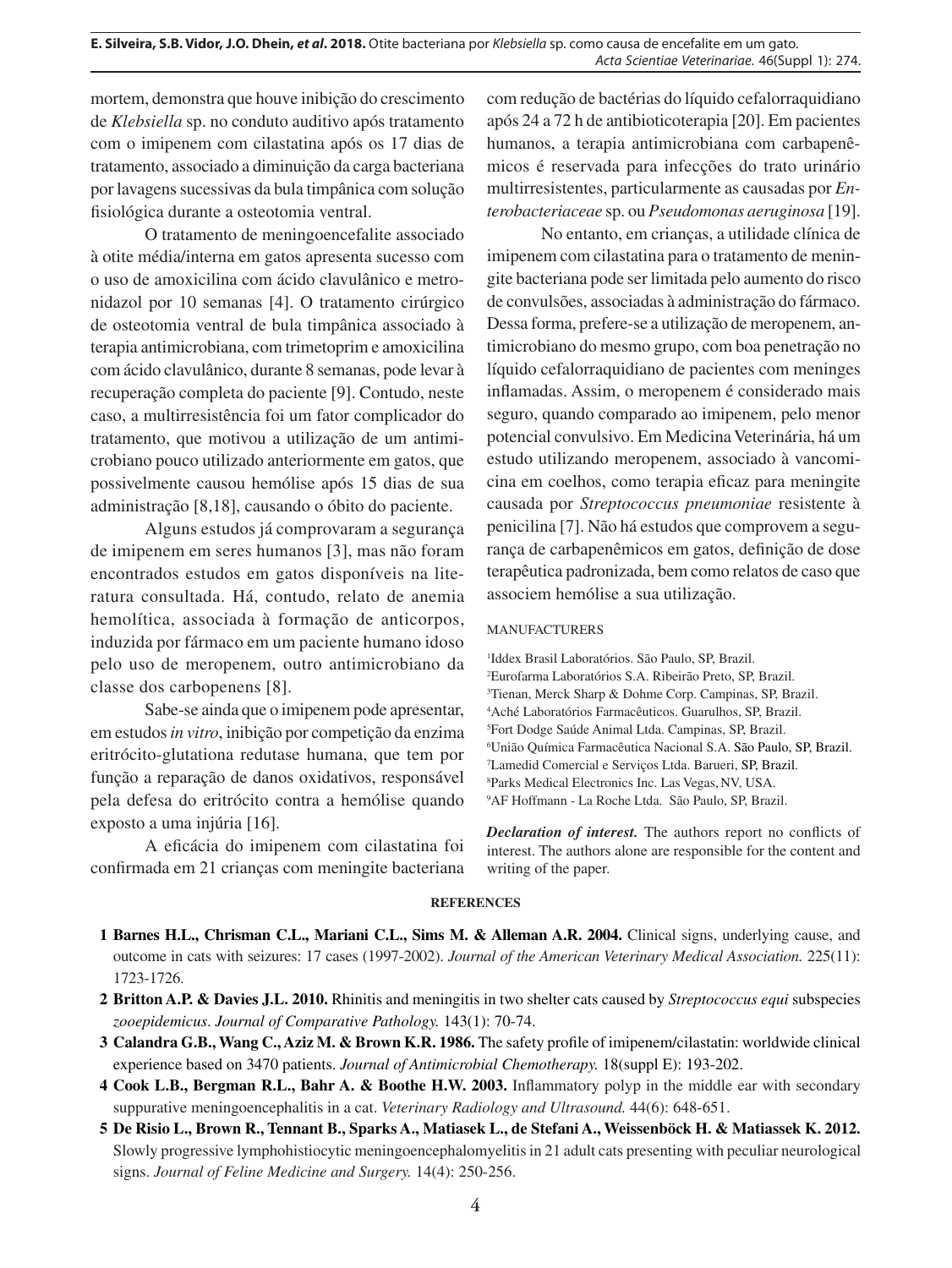mortem, demonstra que houve inibição do crescimento de *Klebsiella* sp. no conduto auditivo após tratamento com o imipenem com cilastatina após os 17 dias de tratamento, associado a diminuição da carga bacteriana por lavagens sucessivas da bula timpânica com solução fisiológica durante a osteotomia ventral.

O tratamento de meningoencefalite associado à otite média/interna em gatos apresenta sucesso com o uso de amoxicilina com ácido clavulânico e metronidazol por 10 semanas [4]. O tratamento cirúrgico de osteotomia ventral de bula timpânica associado à terapia antimicrobiana, com trimetoprim e amoxicilina com ácido clavulânico, durante 8 semanas, pode levar à recuperação completa do paciente [9]. Contudo, neste caso, a multirresistência foi um fator complicador do tratamento, que motivou a utilização de um antimicrobiano pouco utilizado anteriormente em gatos, que possivelmente causou hemólise após 15 dias de sua administração [8,18], causando o óbito do paciente.

Alguns estudos já comprovaram a segurança de imipenem em seres humanos [3], mas não foram encontrados estudos em gatos disponíveis na literatura consultada. Há, contudo, relato de anemia hemolítica, associada à formação de anticorpos, induzida por fármaco em um paciente humano idoso pelo uso de meropenem, outro antimicrobiano da classe dos carbopenens [8].

Sabe-se ainda que o imipenem pode apresentar, em estudos *in vitro*, inibição por competição da enzima eritrócito-glutationa redutase humana, que tem por função a reparação de danos oxidativos, responsável pela defesa do eritrócito contra a hemólise quando exposto a uma injúria [16].

A eficácia do imipenem com cilastatina foi confirmada em 21 crianças com meningite bacteriana com redução de bactérias do líquido cefalorraquidiano após 24 a 72 h de antibioticoterapia [20]. Em pacientes humanos, a terapia antimicrobiana com carbapenêmicos é reservada para infecções do trato urinário multirresistentes, particularmente as causadas por *Enterobacteriaceae* sp. ou *Pseudomonas aeruginosa* [19].

No entanto, em crianças, a utilidade clínica de imipenem com cilastatina para o tratamento de meningite bacteriana pode ser limitada pelo aumento do risco de convulsões, associadas à administração do fármaco. Dessa forma, prefere-se a utilização de meropenem, antimicrobiano do mesmo grupo, com boa penetração no líquido cefalorraquidiano de pacientes com meninges inflamadas. Assim, o meropenem é considerado mais seguro, quando comparado ao imipenem, pelo menor potencial convulsivo. Em Medicina Veterinária, há um estudo utilizando meropenem, associado à vancomicina em coelhos, como terapia eficaz para meningite causada por *Streptococcus pneumoniae* resistente à penicilina [7]. Não há estudos que comprovem a segurança de carbapenêmicos em gatos, definição de dose terapêutica padronizada, bem como relatos de caso que associem hemólise a sua utilização.

MANUFACTURERS

[1]Iddex Brasil Laboratórios. São Paulo, SP, Brazil.
[2]Eurofarma Laboratórios S.A. Ribeirão Preto, SP, Brazil.
[3]Tienan, Merck Sharp & Dohme Corp. Campinas, SP, Brazil.
[4]Aché Laboratórios Farmacêuticos. Guarulhos, SP, Brazil.
[5]Fort Dodge Saúde Animal Ltda. Campinas, SP, Brazil.
[6]União Química Farmacêutica Nacional S.A. São Paulo, SP, Brazil.
[7]Lamedid Comercial e Serviços Ltda. Barueri, SP, Brazil.
[8]Parks Medical Electronics Inc. Las Vegas, NV, USA.
[9]AF Hoffmann - La Roche Ltda. São Paulo, SP, Brazil.

***Declaration of interest.*** The authors report no conflicts of interest. The authors alone are responsible for the content and writing of the paper.

**REFERENCES**

1 **Barnes H.L., Chrisman C.L., Mariani C.L., Sims M. & Alleman A.R. 2004.** Clinical signs, underlying cause, and outcome in cats with seizures: 17 cases (1997-2002). *Journal of the American Veterinary Medical Association.* 225(11): 1723-1726.

2 **Britton A.P. & Davies J.L. 2010.** Rhinitis and meningitis in two shelter cats caused by *Streptococcus equi* subspecies *zooepidemicus*. *Journal of Comparative Pathology.* 143(1): 70-74.

3 **Calandra G.B., Wang C., Aziz M. & Brown K.R. 1986.** The safety profile of imipenem/cilastatin: worldwide clinical experience based on 3470 patients. *Journal of Antimicrobial Chemotherapy.* 18(suppl E): 193-202.

4 **Cook L.B., Bergman R.L., Bahr A. & Boothe H.W. 2003.** Inflammatory polyp in the middle ear with secondary suppurative meningoencephalitis in a cat. *Veterinary Radiology and Ultrasound.* 44(6): 648-651.

5 **De Risio L., Brown R., Tennant B., Sparks A., Matiasek L., de Stefani A., Weissenböck H. & Matiassek K. 2012.** Slowly progressive lymphohistiocytic meningoencephalomyelitis in 21 adult cats presenting with peculiar neurological signs. *Journal of Feline Medicine and Surgery.* 14(4): 250-256.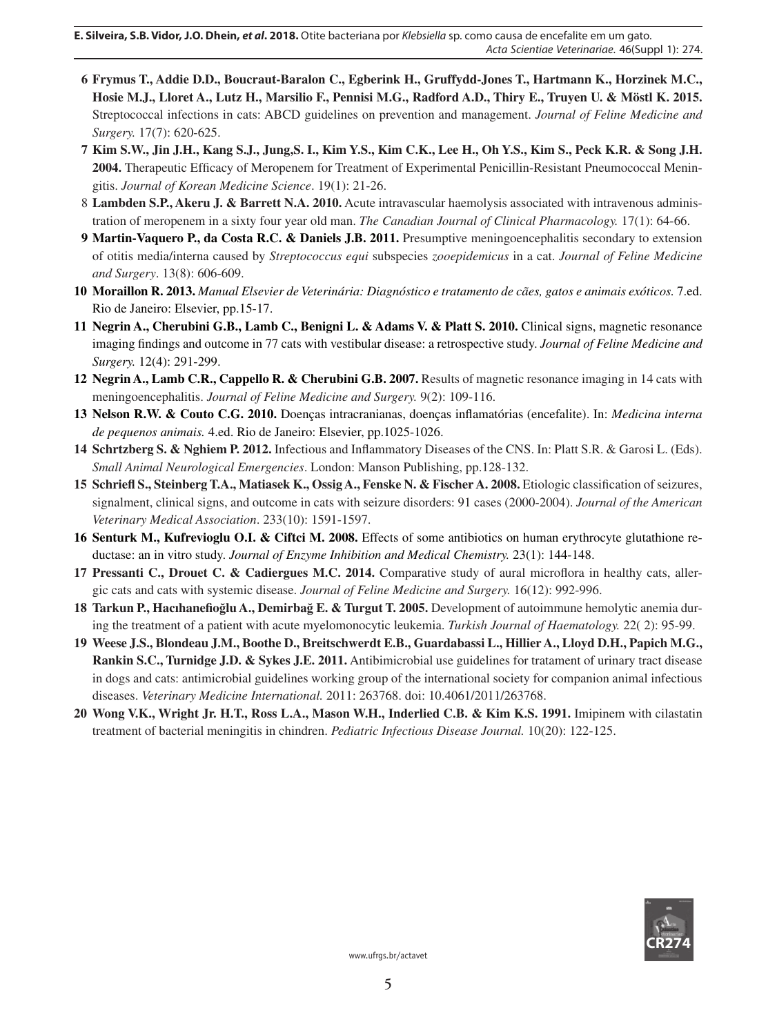6 **Frymus T., Addie D.D., Boucraut-Baralon C., Egberink H., Gruffydd-Jones T., Hartmann K., Horzinek M.C., Hosie M.J., Lloret A., Lutz H., Marsilio F., Pennisi M.G., Radford A.D., Thiry E., Truyen U. & Möstl K. 2015.** Streptococcal infections in cats: ABCD guidelines on prevention and management. *Journal of Feline Medicine and Surgery.* 17(7): 620-625.

7 **Kim S.W., Jin J.H., Kang S.J., Jung,S. I., Kim Y.S., Kim C.K., Lee H., Oh Y.S., Kim S., Peck K.R. & Song J.H. 2004.** Therapeutic Efficacy of Meropenem for Treatment of Experimental Penicillin-Resistant Pneumococcal Meningitis. *Journal of Korean Medicine Science*. 19(1): 21-26.

8 **Lambden S.P., Akeru J. & Barrett N.A. 2010.** Acute intravascular haemolysis associated with intravenous administration of meropenem in a sixty four year old man. *The Canadian Journal of Clinical Pharmacology.* 17(1): 64-66.

9 **Martin-Vaquero P., da Costa R.C. & Daniels J.B. 2011.** Presumptive meningoencephalitis secondary to extension of otitis media/interna caused by *Streptococcus equi* subspecies *zooepidemicus* in a cat. *Journal of Feline Medicine and Surgery*. 13(8): 606-609.

10 **Moraillon R. 2013.** *Manual Elsevier de Veterinária: Diagnóstico e tratamento de cães, gatos e animais exóticos.* 7.ed. Rio de Janeiro: Elsevier, pp.15-17.

11 **Negrin A., Cherubini G.B., Lamb C., Benigni L. & Adams V. & Platt S. 2010.** Clinical signs, magnetic resonance imaging findings and outcome in 77 cats with vestibular disease: a retrospective study. *Journal of Feline Medicine and Surgery.* 12(4): 291-299.

12 **Negrin A., Lamb C.R., Cappello R. & Cherubini G.B. 2007.** Results of magnetic resonance imaging in 14 cats with meningoencephalitis. *Journal of Feline Medicine and Surgery.* 9(2): 109-116.

13 **Nelson R.W. & Couto C.G. 2010.** Doenças intracranianas, doenças inflamatórias (encefalite). In: *Medicina interna de pequenos animais.* 4.ed. Rio de Janeiro: Elsevier, pp.1025-1026.

14 **Schrtzberg S. & Nghiem P. 2012.** Infectious and Inflammatory Diseases of the CNS. In: Platt S.R. & Garosi L. (Eds). *Small Animal Neurological Emergencies*. London: Manson Publishing, pp.128-132.

15 **Schriefl S., Steinberg T.A., Matiasek K., Ossig A., Fenske N. & Fischer A. 2008.** Etiologic classification of seizures, signalment, clinical signs, and outcome in cats with seizure disorders: 91 cases (2000-2004). *Journal of the American Veterinary Medical Association*. 233(10): 1591-1597.

16 **Senturk M., Kufrevioglu O.I. & Ciftci M. 2008.** Effects of some antibiotics on human erythrocyte glutathione reductase: an in vitro study. *Journal of Enzyme Inhibition and Medical Chemistry.* 23(1): 144-148.

17 **Pressanti C., Drouet C. & Cadiergues M.C. 2014.** Comparative study of aural microflora in healthy cats, allergic cats and cats with systemic disease. *Journal of Feline Medicine and Surgery.* 16(12): 992-996.

18 **Tarkun P., Hacıhanefioğlu A., Demirbağ E. & Turgut T. 2005.** Development of autoimmune hemolytic anemia during the treatment of a patient with acute myelomonocytic leukemia. *Turkish Journal of Haematology.* 22( 2): 95-99.

19 **Weese J.S., Blondeau J.M., Boothe D., Breitschwerdt E.B., Guardabassi L., Hillier A., Lloyd D.H., Papich M.G., Rankin S.C., Turnidge J.D. & Sykes J.E. 2011.** Antibimicrobial use guidelines for tratament of urinary tract disease in dogs and cats: antimicrobial guidelines working group of the international society for companion animal infectious diseases. *Veterinary Medicine International.* 2011: 263768. doi: 10.4061/2011/263768.

20 **Wong V.K., Wright Jr. H.T., Ross L.A., Mason W.H., Inderlied C.B. & Kim K.S. 1991.** Imipinem with cilastatin treatment of bacterial meningitis in chindren. *Pediatric Infectious Disease Journal.* 10(20): 122-125.